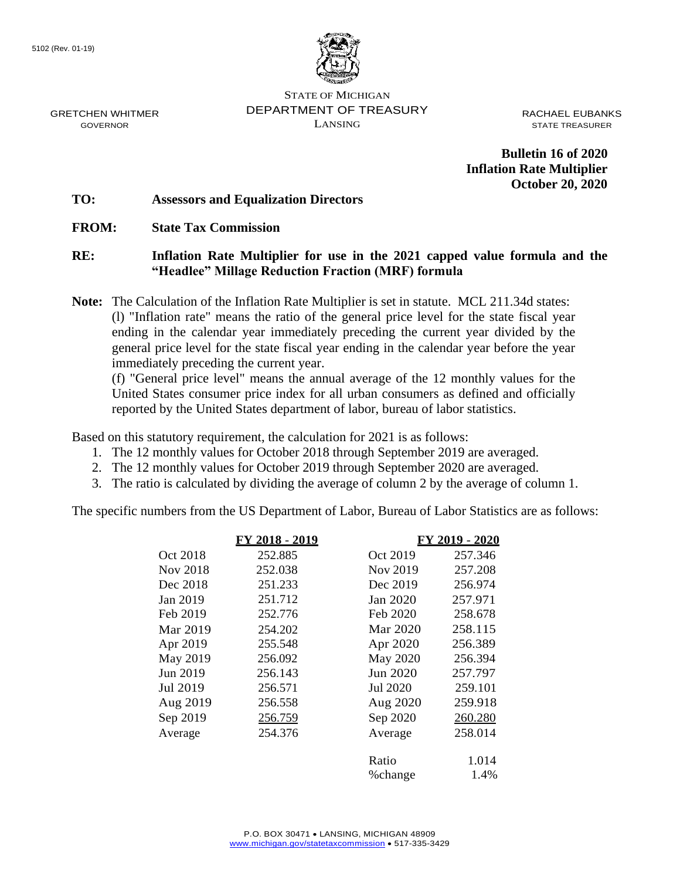5102 (Rev. 01-19)

STATE OF MICHIGAN
DEPARTMENT OF TREASURY
LANSING

GRETCHEN WHITMER
GOVERNOR

RACHAEL EUBANKS
STATE TREASURER

**Bulletin 16 of 2020**
**Inflation Rate Multiplier**
**October 20, 2020**

**TO:** **Assessors and Equalization Directors**

**FROM:** **State Tax Commission**

**RE:** **Inflation Rate Multiplier for use in the 2021 capped value formula and the "Headlee" Millage Reduction Fraction (MRF) formula**

**Note:** The Calculation of the Inflation Rate Multiplier is set in statute. MCL 211.34d states:
(l) "Inflation rate" means the ratio of the general price level for the state fiscal year ending in the calendar year immediately preceding the current year divided by the general price level for the state fiscal year ending in the calendar year before the year immediately preceding the current year.
(f) "General price level" means the annual average of the 12 monthly values for the United States consumer price index for all urban consumers as defined and officially reported by the United States department of labor, bureau of labor statistics.

Based on this statutory requirement, the calculation for 2021 is as follows:

1. The 12 monthly values for October 2018 through September 2019 are averaged.
2. The 12 monthly values for October 2019 through September 2020 are averaged.
3. The ratio is calculated by dividing the average of column 2 by the average of column 1.

The specific numbers from the US Department of Labor, Bureau of Labor Statistics are as follows:

| | FY 2018 - 2019 | | FY 2019 - 2020 |
|---|---|---|---|
| Oct 2018 | 252.885 | Oct 2019 | 257.346 |
| Nov 2018 | 252.038 | Nov 2019 | 257.208 |
| Dec 2018 | 251.233 | Dec 2019 | 256.974 |
| Jan 2019 | 251.712 | Jan 2020 | 257.971 |
| Feb 2019 | 252.776 | Feb 2020 | 258.678 |
| Mar 2019 | 254.202 | Mar 2020 | 258.115 |
| Apr 2019 | 255.548 | Apr 2020 | 256.389 |
| May 2019 | 256.092 | May 2020 | 256.394 |
| Jun 2019 | 256.143 | Jun 2020 | 257.797 |
| Jul 2019 | 256.571 | Jul 2020 | 259.101 |
| Aug 2019 | 256.558 | Aug 2020 | 259.918 |
| Sep 2019 | 256.759 | Sep 2020 | 260.280 |
| Average | 254.376 | Average | 258.014 |
| | | Ratio | 1.014 |
| | | %change | 1.4% |

P.O. BOX 30471 • LANSING, MICHIGAN 48909
www.michigan.gov/statetaxcommission • 517-335-3429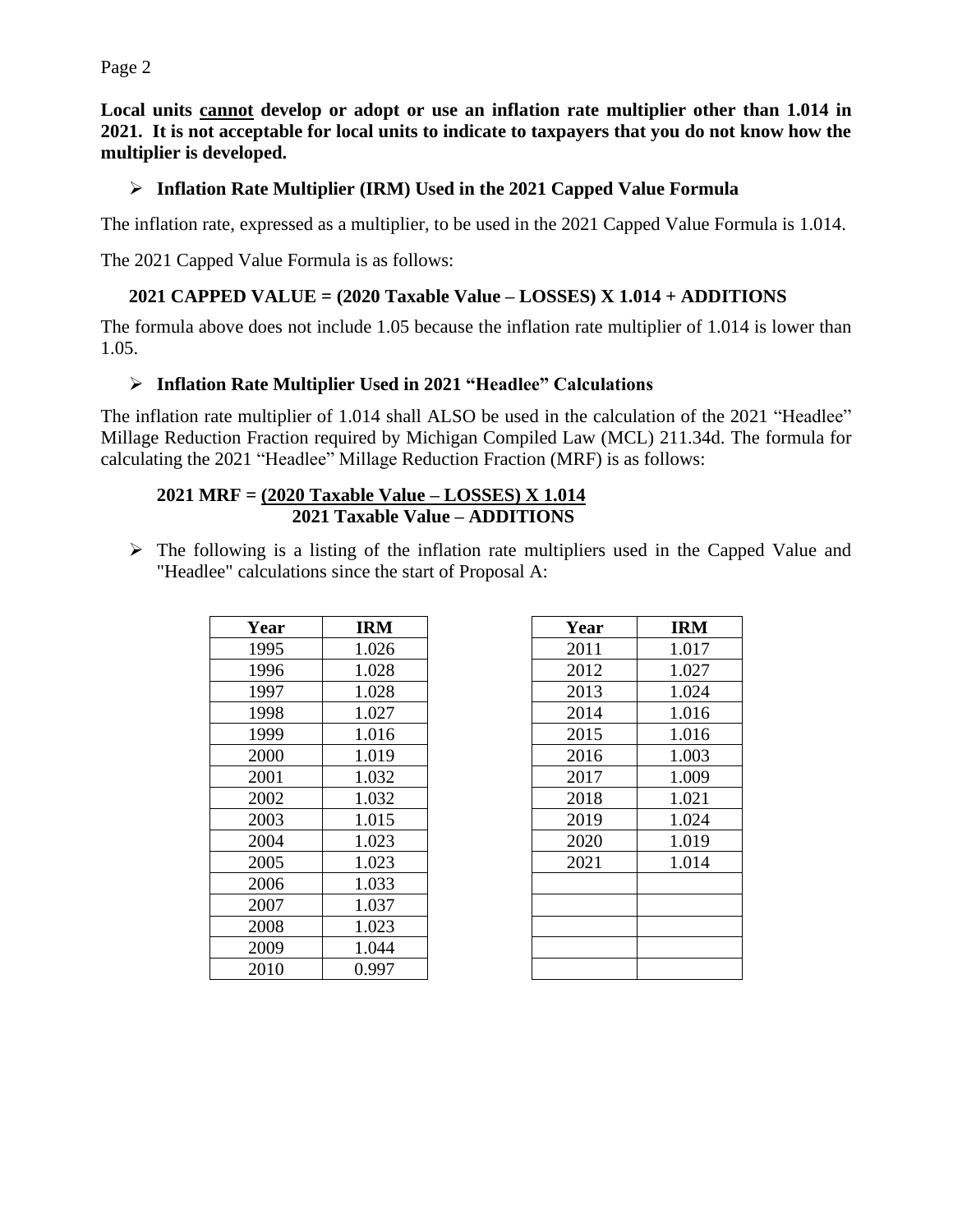**Local units <u>cannot</u> develop or adopt or use an inflation rate multiplier other than 1.014 in 2021. It is not acceptable for local units to indicate to taxpayers that you do not know how the multiplier is developed.**

- **Inflation Rate Multiplier (IRM) Used in the 2021 Capped Value Formula**

The inflation rate, expressed as a multiplier, to be used in the 2021 Capped Value Formula is 1.014.

The 2021 Capped Value Formula is as follows:

**2021 CAPPED VALUE = (2020 Taxable Value – LOSSES) X 1.014 + ADDITIONS**

The formula above does not include 1.05 because the inflation rate multiplier of 1.014 is lower than 1.05.

- **Inflation Rate Multiplier Used in 2021 "Headlee" Calculations**

The inflation rate multiplier of 1.014 shall ALSO be used in the calculation of the 2021 "Headlee" Millage Reduction Fraction required by Michigan Compiled Law (MCL) 211.34d. The formula for calculating the 2021 "Headlee" Millage Reduction Fraction (MRF) is as follows:

$$\textbf{2021 MRF} = \frac{\textbf{(2020 Taxable Value – LOSSES) X 1.014}}{\textbf{2021 Taxable Value – ADDITIONS}}$$

- The following is a listing of the inflation rate multipliers used in the Capped Value and "Headlee" calculations since the start of Proposal A:

| Year | IRM |
|---|---|
| 1995 | 1.026 |
| 1996 | 1.028 |
| 1997 | 1.028 |
| 1998 | 1.027 |
| 1999 | 1.016 |
| 2000 | 1.019 |
| 2001 | 1.032 |
| 2002 | 1.032 |
| 2003 | 1.015 |
| 2004 | 1.023 |
| 2005 | 1.023 |
| 2006 | 1.033 |
| 2007 | 1.037 |
| 2008 | 1.023 |
| 2009 | 1.044 |
| 2010 | 0.997 |

| Year | IRM |
|---|---|
| 2011 | 1.017 |
| 2012 | 1.027 |
| 2013 | 1.024 |
| 2014 | 1.016 |
| 2015 | 1.016 |
| 2016 | 1.003 |
| 2017 | 1.009 |
| 2018 | 1.021 |
| 2019 | 1.024 |
| 2020 | 1.019 |
| 2021 | 1.014 |
| | |
| | |
| | |
| | |
| | |